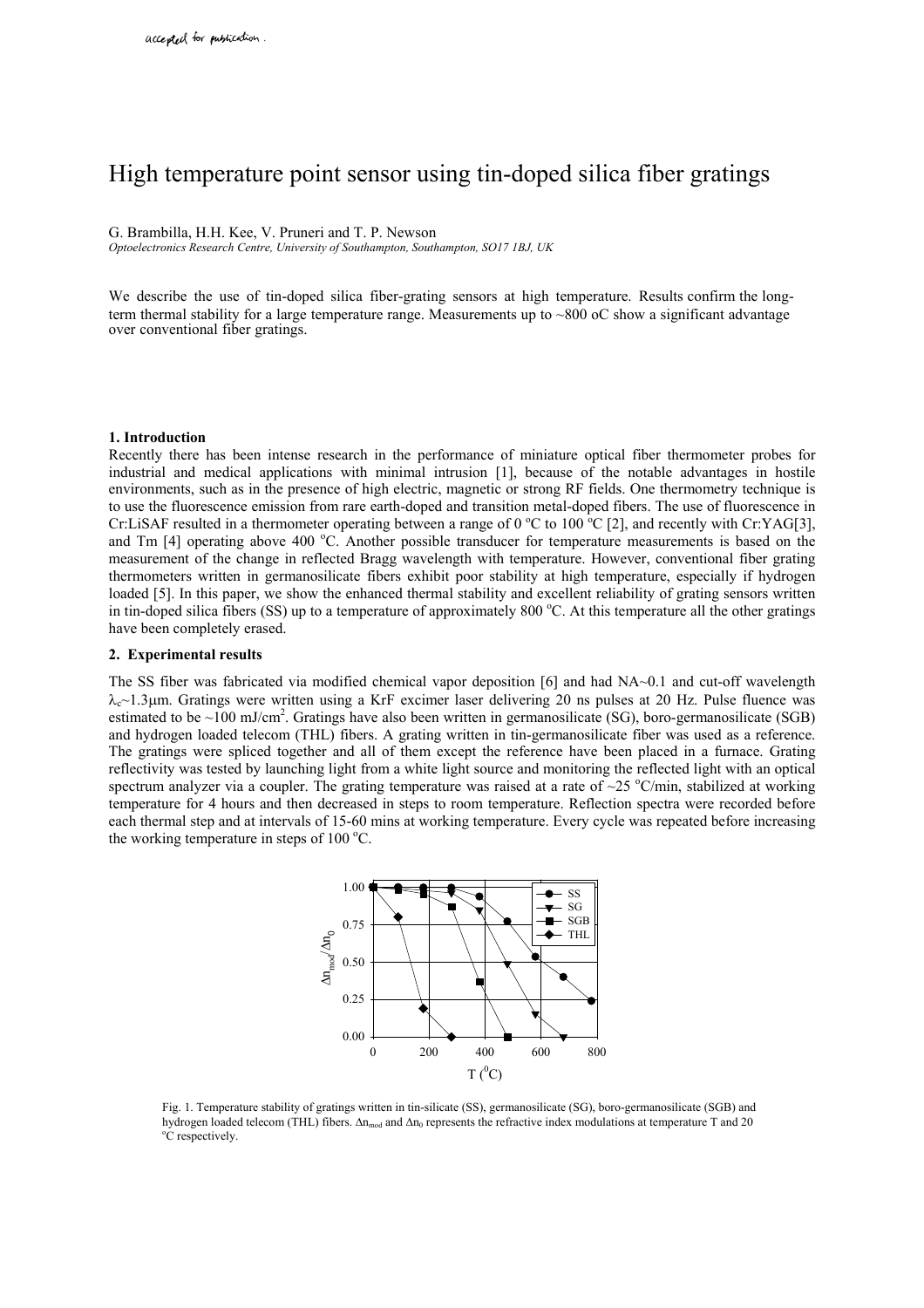accepted for publication.

# High temperature point sensor using tin-doped silica fiber gratings

G. Brambilla, H.H. Kee, V. Pruneri and T. P. Newson

*Optoelectronics Research Centre, University of Southampton, Southampton, SO17 1BJ, UK*

We describe the use of tin-doped silica fiber-grating sensors at high temperature. Results confirm the long-term thermal stability for a large temperature range. Measurements up to ~800 oC show a significant advantage over conventional fiber gratings.

## 1. Introduction

Recently there has been intense research in the performance of miniature optical fiber thermometer probes for industrial and medical applications with minimal intrusion [1], because of the notable advantages in hostile environments, such as in the presence of high electric, magnetic or strong RF fields. One thermometry technique is to use the fluorescence emission from rare earth-doped and transition metal-doped fibers. The use of fluorescence in Cr:LiSAF resulted in a thermometer operating between a range of 0 °C to 100 °C [2], and recently with Cr:YAG[3], and Tm [4] operating above 400 °C. Another possible transducer for temperature measurements is based on the measurement of the change in reflected Bragg wavelength with temperature. However, conventional fiber grating thermometers written in germanosilicate fibers exhibit poor stability at high temperature, especially if hydrogen loaded [5]. In this paper, we show the enhanced thermal stability and excellent reliability of grating sensors written in tin-doped silica fibers (SS) up to a temperature of approximately 800 °C. At this temperature all the other gratings have been completely erased.

## 2. Experimental results

The SS fiber was fabricated via modified chemical vapor deposition [6] and had NA~0.1 and cut-off wavelength $\lambda_c$~1.3μm. Gratings were written using a KrF excimer laser delivering 20 ns pulses at 20 Hz. Pulse fluence was estimated to be ~100 mJ/cm$^2$. Gratings have also been written in germanosilicate (SG), boro-germanosilicate (SGB) and hydrogen loaded telecom (THL) fibers. A grating written in tin-germanosilicate fiber was used as a reference. The gratings were spliced together and all of them except the reference have been placed in a furnace. Grating reflectivity was tested by launching light from a white light source and monitoring the reflected light with an optical spectrum analyzer via a coupler. The grating temperature was raised at a rate of ~25 °C/min, stabilized at working temperature for 4 hours and then decreased in steps to room temperature. Reflection spectra were recorded before each thermal step and at intervals of 15-60 mins at working temperature. Every cycle was repeated before increasing the working temperature in steps of 100 °C.

Fig. 1. Temperature stability of gratings written in tin-silicate (SS), germanosilicate (SG), boro-germanosilicate (SGB) and hydrogen loaded telecom (THL) fibers. $\Delta n_{mod}$ and $\Delta n_0$ represents the refractive index modulations at temperature T and 20 °C respectively.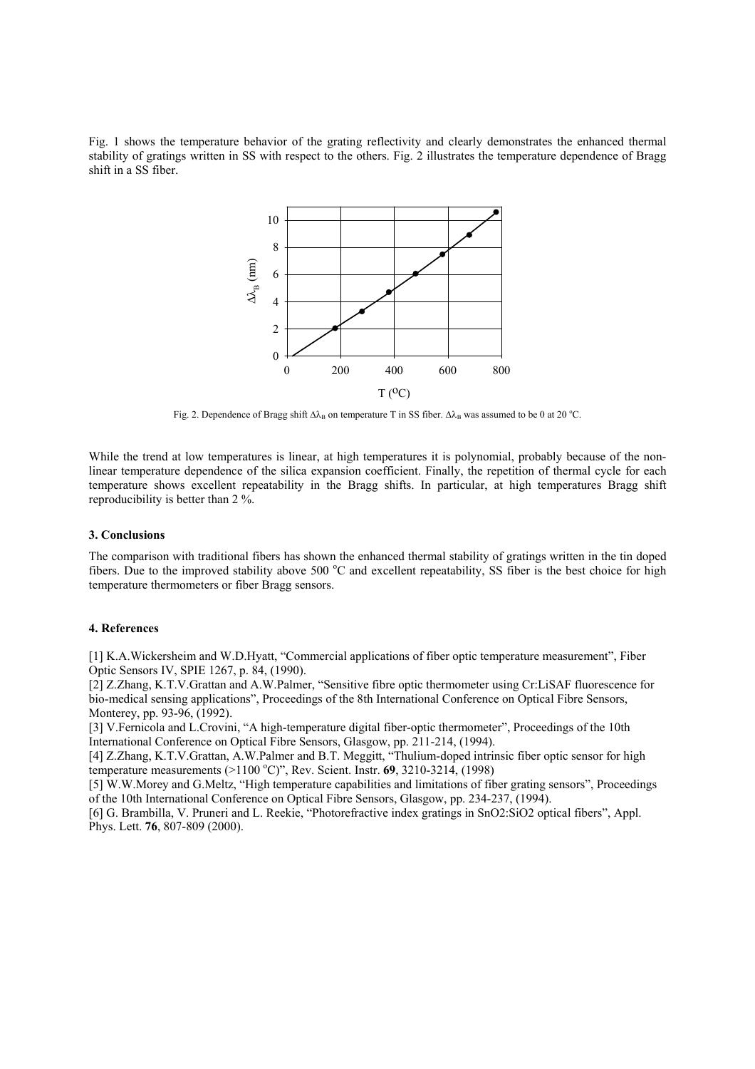Fig. 1 shows the temperature behavior of the grating reflectivity and clearly demonstrates the enhanced thermal stability of gratings written in SS with respect to the others. Fig. 2 illustrates the temperature dependence of Bragg shift in a SS fiber.

$\Delta\lambda_B$ (nm)

10

8

6

4

2

0

0 200 400 600 800

T ($^{O}$C)

Fig. 2. Dependence of Bragg shift $\Delta\lambda_B$ on temperature T in SS fiber. $\Delta\lambda_B$ was assumed to be 0 at 20 $^{o}$C.

While the trend at low temperatures is linear, at high temperatures it is polynomial, probably because of the non-linear temperature dependence of the silica expansion coefficient. Finally, the repetition of thermal cycle for each temperature shows excellent repeatability in the Bragg shifts. In particular, at high temperatures Bragg shift reproducibility is better than 2 %.

### 3. Conclusions

The comparison with traditional fibers has shown the enhanced thermal stability of gratings written in the tin doped fibers. Due to the improved stability above 500 $^{o}$C and excellent repeatability, SS fiber is the best choice for high temperature thermometers or fiber Bragg sensors.

### 4. References

[1] K.A.Wickersheim and W.D.Hyatt, "Commercial applications of fiber optic temperature measurement", Fiber Optic Sensors IV, SPIE 1267, p. 84, (1990).

[2] Z.Zhang, K.T.V.Grattan and A.W.Palmer, "Sensitive fibre optic thermometer using Cr:LiSAF fluorescence for bio-medical sensing applications", Proceedings of the 8th International Conference on Optical Fibre Sensors, Monterey, pp. 93-96, (1992).

[3] V.Fernicola and L.Crovini, "A high-temperature digital fiber-optic thermometer", Proceedings of the 10th International Conference on Optical Fibre Sensors, Glasgow, pp. 211-214, (1994).

[4] Z.Zhang, K.T.V.Grattan, A.W.Palmer and B.T. Meggitt, "Thulium-doped intrinsic fiber optic sensor for high temperature measurements (>1100 $^{o}$C)", Rev. Scient. Instr. **69**, 3210-3214, (1998)

[5] W.W.Morey and G.Meltz, "High temperature capabilities and limitations of fiber grating sensors", Proceedings of the 10th International Conference on Optical Fibre Sensors, Glasgow, pp. 234-237, (1994).

[6] G. Brambilla, V. Pruneri and L. Reekie, "Photorefractive index gratings in SnO2:SiO2 optical fibers", Appl. Phys. Lett. **76**, 807-809 (2000).